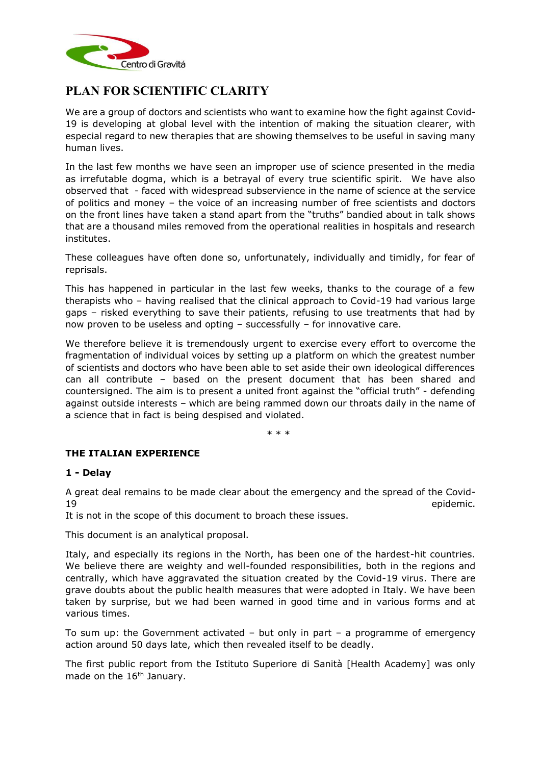# PLAN FOR SCIENTIFIC CLARITY

We are a group of doctors and scientists who want to examine how the fight against Covid-19 is developing at global level with the intention of making the situation clearer, with especial regard to new therapies that are showing themselves to be useful in saving many human lives.

In the last few months we have seen an improper use of science presented in the media as irrefutable dogma, which is a betrayal of every true scientific spirit. We have also observed that - faced with widespread subservience in the name of science at the service of politics and money – the voice of an increasing number of free scientists and doctors on the front lines have taken a stand apart from the "truths" bandied about in talk shows that are a thousand miles removed from the operational realities in hospitals and research institutes.

These colleagues have often done so, unfortunately, individually and timidly, for fear of reprisals.

This has happened in particular in the last few weeks, thanks to the courage of a few therapists who – having realised that the clinical approach to Covid-19 had various large gaps – risked everything to save their patients, refusing to use treatments that had by now proven to be useless and opting – successfully – for innovative care.

We therefore believe it is tremendously urgent to exercise every effort to overcome the fragmentation of individual voices by setting up a platform on which the greatest number of scientists and doctors who have been able to set aside their own ideological differences can all contribute – based on the present document that has been shared and countersigned. The aim is to present a united front against the "official truth" - defending against outside interests – which are being rammed down our throats daily in the name of a science that in fact is being despised and violated.

\* \* \*

## THE ITALIAN EXPERIENCE

### 1 - Delay

A great deal remains to be made clear about the emergency and the spread of the Covid-19 epidemic.
It is not in the scope of this document to broach these issues.

This document is an analytical proposal.

Italy, and especially its regions in the North, has been one of the hardest-hit countries. We believe there are weighty and well-founded responsibilities, both in the regions and centrally, which have aggravated the situation created by the Covid-19 virus. There are grave doubts about the public health measures that were adopted in Italy. We have been taken by surprise, but we had been warned in good time and in various forms and at various times.

To sum up: the Government activated – but only in part – a programme of emergency action around 50 days late, which then revealed itself to be deadly.

The first public report from the Istituto Superiore di Sanità [Health Academy] was only made on the 16th January.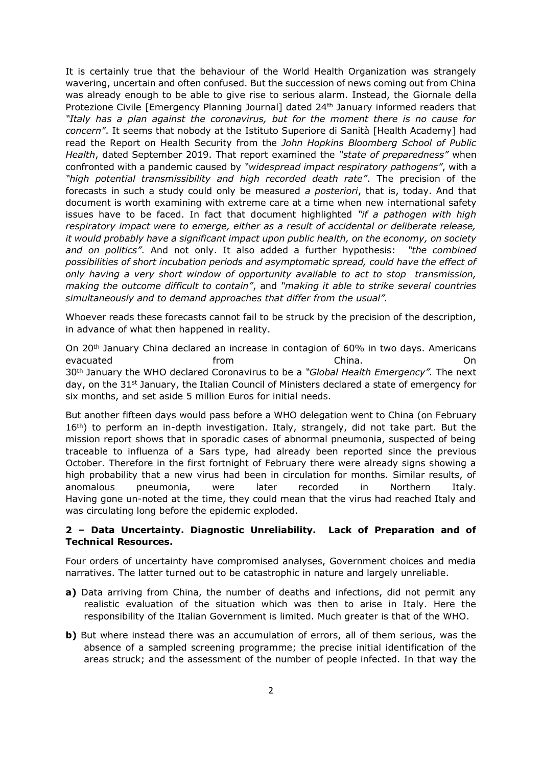It is certainly true that the behaviour of the World Health Organization was strangely wavering, uncertain and often confused. But the succession of news coming out from China was already enough to be able to give rise to serious alarm. Instead, the Giornale della Protezione Civile [Emergency Planning Journal] dated 24th January informed readers that *"Italy has a plan against the coronavirus, but for the moment there is no cause for concern"*. It seems that nobody at the Istituto Superiore di Sanità [Health Academy] had read the Report on Health Security from the *John Hopkins Bloomberg School of Public Health*, dated September 2019. That report examined the *"state of preparedness"* when confronted with a pandemic caused by *"widespread impact respiratory pathogens"*, with a *"high potential transmissibility and high recorded death rate"*. The precision of the forecasts in such a study could only be measured *a posteriori*, that is, today. And that document is worth examining with extreme care at a time when new international safety issues have to be faced. In fact that document highlighted *"if a pathogen with high respiratory impact were to emerge, either as a result of accidental or deliberate release, it would probably have a significant impact upon public health, on the economy, on society and on politics"*. And not only. It also added a further hypothesis: *"the combined possibilities of short incubation periods and asymptomatic spread, could have the effect of only having a very short window of opportunity available to act to stop transmission, making the outcome difficult to contain"*, and *"making it able to strike several countries simultaneously and to demand approaches that differ from the usual".*

Whoever reads these forecasts cannot fail to be struck by the precision of the description, in advance of what then happened in reality.

On 20th January China declared an increase in contagion of 60% in two days. Americans evacuated from China. On 30th January the WHO declared Coronavirus to be a *"Global Health Emergency".* The next day, on the 31st January, the Italian Council of Ministers declared a state of emergency for six months, and set aside 5 million Euros for initial needs.

But another fifteen days would pass before a WHO delegation went to China (on February 16th) to perform an in-depth investigation. Italy, strangely, did not take part. But the mission report shows that in sporadic cases of abnormal pneumonia, suspected of being traceable to influenza of a Sars type, had already been reported since the previous October. Therefore in the first fortnight of February there were already signs showing a high probability that a new virus had been in circulation for months. Similar results, of anomalous pneumonia, were later recorded in Northern Italy. Having gone un-noted at the time, they could mean that the virus had reached Italy and was circulating long before the epidemic exploded.

### 2 – Data Uncertainty. Diagnostic Unreliability. Lack of Preparation and of Technical Resources.

Four orders of uncertainty have compromised analyses, Government choices and media narratives. The latter turned out to be catastrophic in nature and largely unreliable.

**a)** Data arriving from China, the number of deaths and infections, did not permit any realistic evaluation of the situation which was then to arise in Italy. Here the responsibility of the Italian Government is limited. Much greater is that of the WHO.

**b)** But where instead there was an accumulation of errors, all of them serious, was the absence of a sampled screening programme; the precise initial identification of the areas struck; and the assessment of the number of people infected. In that way the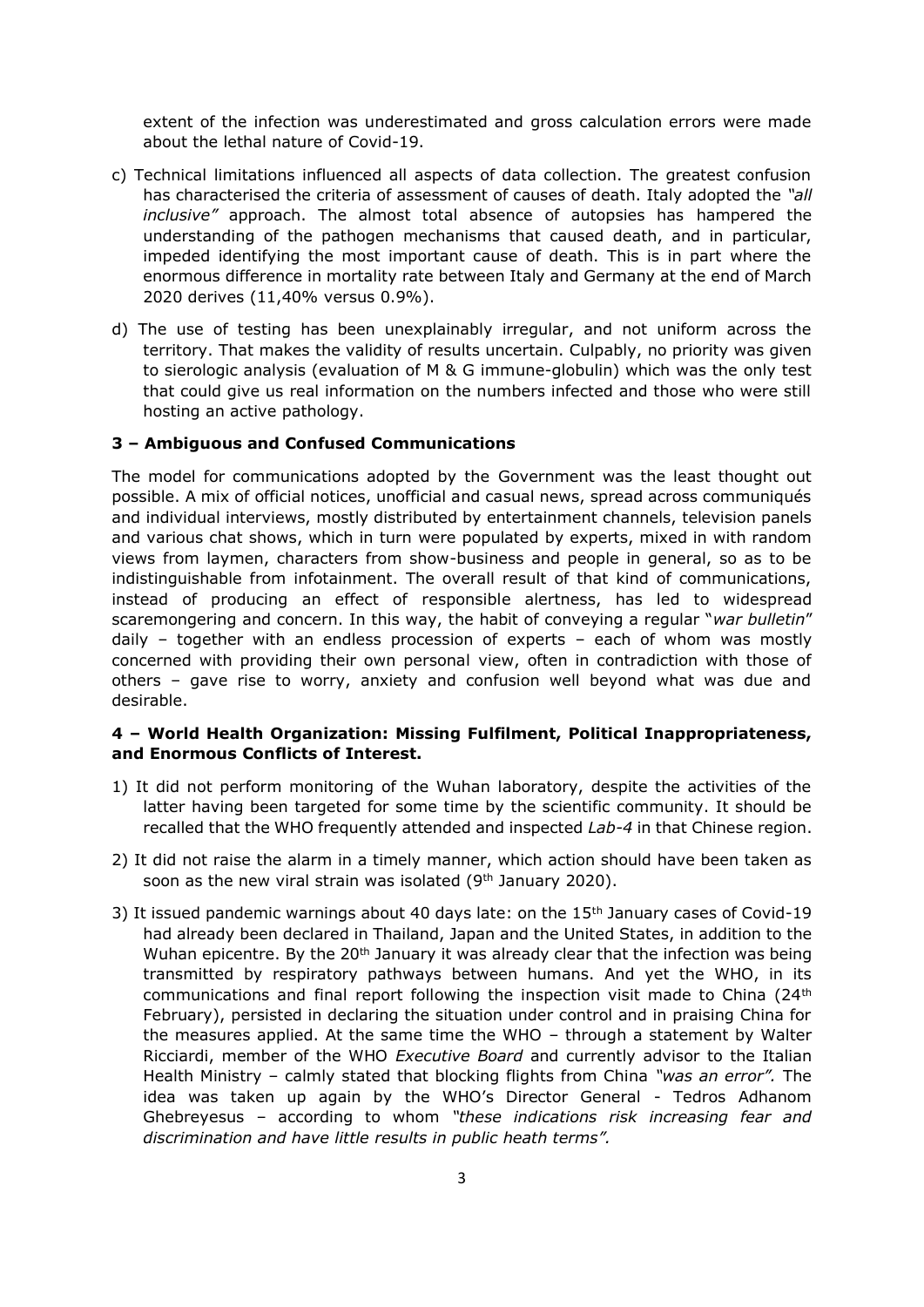extent of the infection was underestimated and gross calculation errors were made about the lethal nature of Covid-19.

c) Technical limitations influenced all aspects of data collection. The greatest confusion has characterised the criteria of assessment of causes of death. Italy adopted the *"all inclusive"* approach. The almost total absence of autopsies has hampered the understanding of the pathogen mechanisms that caused death, and in particular, impeded identifying the most important cause of death. This is in part where the enormous difference in mortality rate between Italy and Germany at the end of March 2020 derives (11,40% versus 0.9%).

d) The use of testing has been unexplainably irregular, and not uniform across the territory. That makes the validity of results uncertain. Culpably, no priority was given to sierologic analysis (evaluation of M & G immune-globulin) which was the only test that could give us real information on the numbers infected and those who were still hosting an active pathology.

### 3 – Ambiguous and Confused Communications

The model for communications adopted by the Government was the least thought out possible. A mix of official notices, unofficial and casual news, spread across communiqués and individual interviews, mostly distributed by entertainment channels, television panels and various chat shows, which in turn were populated by experts, mixed in with random views from laymen, characters from show-business and people in general, so as to be indistinguishable from infotainment. The overall result of that kind of communications, instead of producing an effect of responsible alertness, has led to widespread scaremongering and concern. In this way, the habit of conveying a regular "*war bulletin*" daily – together with an endless procession of experts – each of whom was mostly concerned with providing their own personal view, often in contradiction with those of others – gave rise to worry, anxiety and confusion well beyond what was due and desirable.

### 4 – World Health Organization: Missing Fulfilment, Political Inappropriateness, and Enormous Conflicts of Interest.

1) It did not perform monitoring of the Wuhan laboratory, despite the activities of the latter having been targeted for some time by the scientific community. It should be recalled that the WHO frequently attended and inspected *Lab-4* in that Chinese region.

2) It did not raise the alarm in a timely manner, which action should have been taken as soon as the new viral strain was isolated (9th January 2020).

3) It issued pandemic warnings about 40 days late: on the 15th January cases of Covid-19 had already been declared in Thailand, Japan and the United States, in addition to the Wuhan epicentre. By the 20th January it was already clear that the infection was being transmitted by respiratory pathways between humans. And yet the WHO, in its communications and final report following the inspection visit made to China (24th February), persisted in declaring the situation under control and in praising China for the measures applied. At the same time the WHO – through a statement by Walter Ricciardi, member of the WHO *Executive Board* and currently advisor to the Italian Health Ministry – calmly stated that blocking flights from China *"was an error".* The idea was taken up again by the WHO's Director General - Tedros Adhanom Ghebreyesus – according to whom *"these indications risk increasing fear and discrimination and have little results in public heath terms".*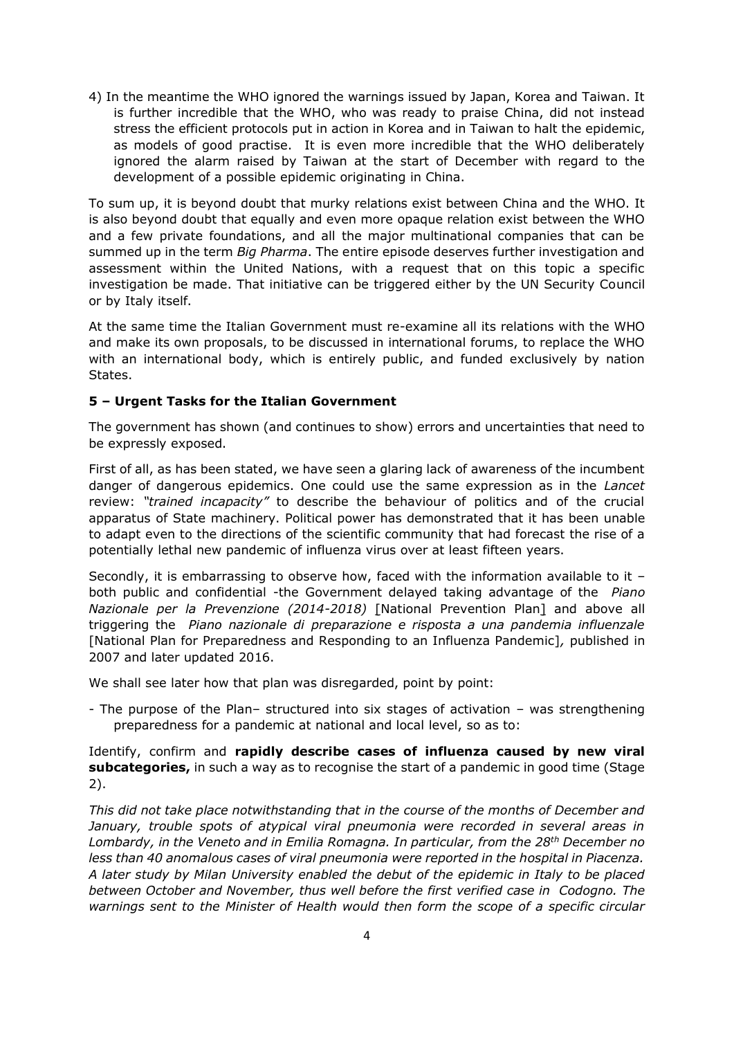4) In the meantime the WHO ignored the warnings issued by Japan, Korea and Taiwan. It is further incredible that the WHO, who was ready to praise China, did not instead stress the efficient protocols put in action in Korea and in Taiwan to halt the epidemic, as models of good practise. It is even more incredible that the WHO deliberately ignored the alarm raised by Taiwan at the start of December with regard to the development of a possible epidemic originating in China.

To sum up, it is beyond doubt that murky relations exist between China and the WHO. It is also beyond doubt that equally and even more opaque relation exist between the WHO and a few private foundations, and all the major multinational companies that can be summed up in the term *Big Pharma*. The entire episode deserves further investigation and assessment within the United Nations, with a request that on this topic a specific investigation be made. That initiative can be triggered either by the UN Security Council or by Italy itself.

At the same time the Italian Government must re-examine all its relations with the WHO and make its own proposals, to be discussed in international forums, to replace the WHO with an international body, which is entirely public, and funded exclusively by nation States.

### 5 – Urgent Tasks for the Italian Government

The government has shown (and continues to show) errors and uncertainties that need to be expressly exposed.

First of all, as has been stated, we have seen a glaring lack of awareness of the incumbent danger of dangerous epidemics. One could use the same expression as in the *Lancet* review: *"trained incapacity"* to describe the behaviour of politics and of the crucial apparatus of State machinery. Political power has demonstrated that it has been unable to adapt even to the directions of the scientific community that had forecast the rise of a potentially lethal new pandemic of influenza virus over at least fifteen years.

Secondly, it is embarrassing to observe how, faced with the information available to it – both public and confidential -the Government delayed taking advantage of the *Piano Nazionale per la Prevenzione (2014-2018)* [National Prevention Plan] and above all triggering the *Piano nazionale di preparazione e risposta a una pandemia influenzale* [National Plan for Preparedness and Responding to an Influenza Pandemic], published in 2007 and later updated 2016.

We shall see later how that plan was disregarded, point by point:

- The purpose of the Plan– structured into six stages of activation – was strengthening preparedness for a pandemic at national and local level, so as to:

Identify, confirm and **rapidly describe cases of influenza caused by new viral subcategories,** in such a way as to recognise the start of a pandemic in good time (Stage 2).

*This did not take place notwithstanding that in the course of the months of December and January, trouble spots of atypical viral pneumonia were recorded in several areas in Lombardy, in the Veneto and in Emilia Romagna. In particular, from the 28th December no less than 40 anomalous cases of viral pneumonia were reported in the hospital in Piacenza. A later study by Milan University enabled the debut of the epidemic in Italy to be placed between October and November, thus well before the first verified case in Codogno. The warnings sent to the Minister of Health would then form the scope of a specific circular*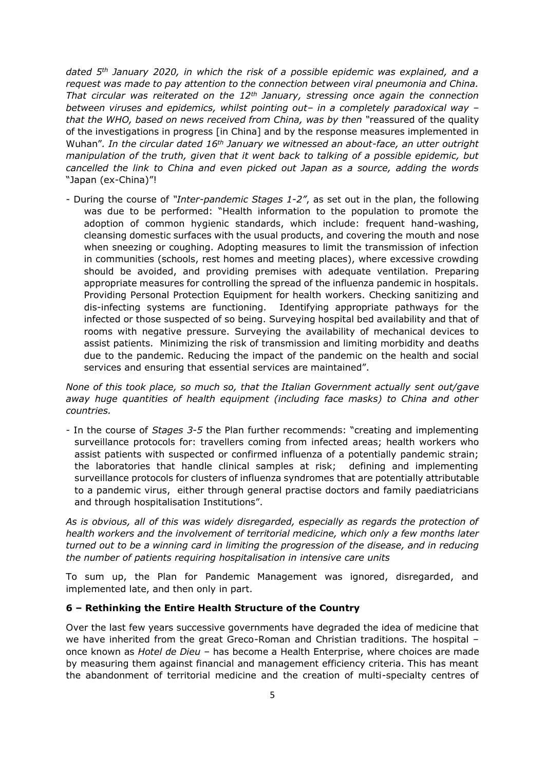*dated 5th January 2020, in which the risk of a possible epidemic was explained, and a request was made to pay attention to the connection between viral pneumonia and China. That circular was reiterated on the 12th January, stressing once again the connection between viruses and epidemics, whilst pointing out– in a completely paradoxical way – that the WHO, based on news received from China, was by then* "reassured of the quality of the investigations in progress [in China] and by the response measures implemented in Wuhan"*. In the circular dated 16th January we witnessed an about-face, an utter outright manipulation of the truth, given that it went back to talking of a possible epidemic, but cancelled the link to China and even picked out Japan as a source, adding the words* "Japan (ex-China)"!

- During the course of *"Inter-pandemic Stages 1-2"*, as set out in the plan, the following was due to be performed: "Health information to the population to promote the adoption of common hygienic standards, which include: frequent hand-washing, cleansing domestic surfaces with the usual products, and covering the mouth and nose when sneezing or coughing. Adopting measures to limit the transmission of infection in communities (schools, rest homes and meeting places), where excessive crowding should be avoided, and providing premises with adequate ventilation. Preparing appropriate measures for controlling the spread of the influenza pandemic in hospitals. Providing Personal Protection Equipment for health workers. Checking sanitizing and dis-infecting systems are functioning. Identifying appropriate pathways for the infected or those suspected of so being. Surveying hospital bed availability and that of rooms with negative pressure. Surveying the availability of mechanical devices to assist patients. Minimizing the risk of transmission and limiting morbidity and deaths due to the pandemic. Reducing the impact of the pandemic on the health and social services and ensuring that essential services are maintained".

*None of this took place, so much so, that the Italian Government actually sent out/gave away huge quantities of health equipment (including face masks) to China and other countries.*

- In the course of *Stages 3-5* the Plan further recommends: "creating and implementing surveillance protocols for: travellers coming from infected areas; health workers who assist patients with suspected or confirmed influenza of a potentially pandemic strain; the laboratories that handle clinical samples at risk; defining and implementing surveillance protocols for clusters of influenza syndromes that are potentially attributable to a pandemic virus, either through general practise doctors and family paediatricians and through hospitalisation Institutions".

*As is obvious, all of this was widely disregarded, especially as regards the protection of health workers and the involvement of territorial medicine, which only a few months later turned out to be a winning card in limiting the progression of the disease, and in reducing the number of patients requiring hospitalisation in intensive care units*

To sum up, the Plan for Pandemic Management was ignored, disregarded, and implemented late, and then only in part.

## 6 – Rethinking the Entire Health Structure of the Country

Over the last few years successive governments have degraded the idea of medicine that we have inherited from the great Greco-Roman and Christian traditions. The hospital – once known as *Hotel de Dieu* – has become a Health Enterprise, where choices are made by measuring them against financial and management efficiency criteria. This has meant the abandonment of territorial medicine and the creation of multi-specialty centres of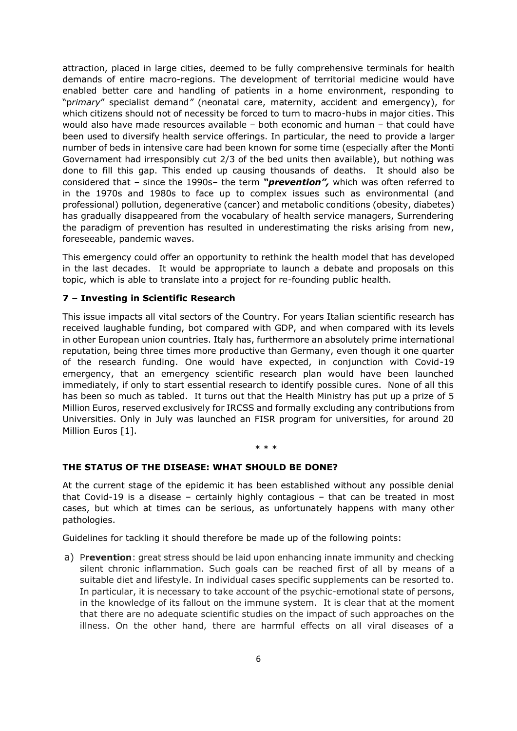attraction, placed in large cities, deemed to be fully comprehensive terminals for health demands of entire macro-regions. The development of territorial medicine would have enabled better care and handling of patients in a home environment, responding to "*primary*" specialist demand*"* (neonatal care, maternity, accident and emergency), for which citizens should not of necessity be forced to turn to macro-hubs in major cities. This would also have made resources available – both economic and human – that could have been used to diversify health service offerings. In particular, the need to provide a larger number of beds in intensive care had been known for some time (especially after the Monti Governament had irresponsibly cut 2/3 of the bed units then available), but nothing was done to fill this gap. This ended up causing thousands of deaths. It should also be considered that – since the 1990s– the term ***"prevention",*** which was often referred to in the 1970s and 1980s to face up to complex issues such as environmental (and professional) pollution, degenerative (cancer) and metabolic conditions (obesity, diabetes) has gradually disappeared from the vocabulary of health service managers, Surrendering the paradigm of prevention has resulted in underestimating the risks arising from new, foreseeable, pandemic waves.

This emergency could offer an opportunity to rethink the health model that has developed in the last decades. It would be appropriate to launch a debate and proposals on this topic, which is able to translate into a project for re-founding public health.

### 7 – Investing in Scientific Research

This issue impacts all vital sectors of the Country. For years Italian scientific research has received laughable funding, bot compared with GDP, and when compared with its levels in other European union countries. Italy has, furthermore an absolutely prime international reputation, being three times more productive than Germany, even though it one quarter of the research funding. One would have expected, in conjunction with Covid-19 emergency, that an emergency scientific research plan would have been launched immediately, if only to start essential research to identify possible cures. None of all this has been so much as tabled. It turns out that the Health Ministry has put up a prize of 5 Million Euros, reserved exclusively for IRCSS and formally excluding any contributions from Universities. Only in July was launched an FISR program for universities, for around 20 Million Euros [1].

\* \* \*

### THE STATUS OF THE DISEASE: WHAT SHOULD BE DONE?

At the current stage of the epidemic it has been established without any possible denial that Covid-19 is a disease – certainly highly contagious – that can be treated in most cases, but which at times can be serious, as unfortunately happens with many other pathologies.

Guidelines for tackling it should therefore be made up of the following points:

a) P**revention**: great stress should be laid upon enhancing innate immunity and checking silent chronic inflammation. Such goals can be reached first of all by means of a suitable diet and lifestyle. In individual cases specific supplements can be resorted to. In particular, it is necessary to take account of the psychic-emotional state of persons, in the knowledge of its fallout on the immune system. It is clear that at the moment that there are no adequate scientific studies on the impact of such approaches on the illness. On the other hand, there are harmful effects on all viral diseases of a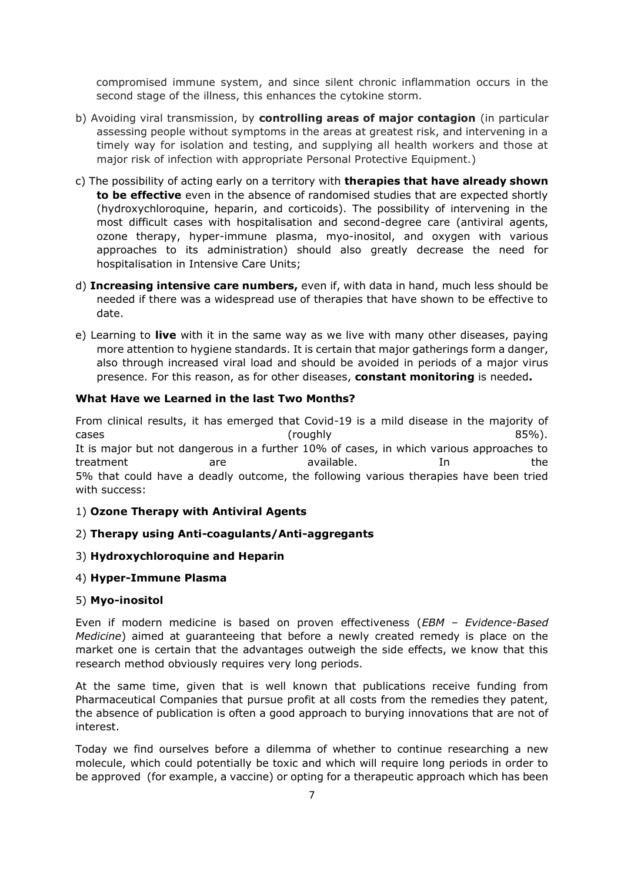compromised immune system, and since silent chronic inflammation occurs in the second stage of the illness, this enhances the cytokine storm.

b) Avoiding viral transmission, by **controlling areas of major contagion** (in particular assessing people without symptoms in the areas at greatest risk, and intervening in a timely way for isolation and testing, and supplying all health workers and those at major risk of infection with appropriate Personal Protective Equipment.)

c) The possibility of acting early on a territory with **therapies that have already shown to be effective** even in the absence of randomised studies that are expected shortly (hydroxychloroquine, heparin, and corticoids). The possibility of intervening in the most difficult cases with hospitalisation and second-degree care (antiviral agents, ozone therapy, hyper-immune plasma, myo-inositol, and oxygen with various approaches to its administration) should also greatly decrease the need for hospitalisation in Intensive Care Units;

d) **Increasing intensive care numbers,** even if, with data in hand, much less should be needed if there was a widespread use of therapies that have shown to be effective to date.

e) Learning to **live** with it in the same way as we live with many other diseases, paying more attention to hygiene standards. It is certain that major gatherings form a danger, also through increased viral load and should be avoided in periods of a major virus presence. For this reason, as for other diseases, **constant monitoring** is needed**.**

**What Have we Learned in the last Two Months?**

From clinical results, it has emerged that Covid-19 is a mild disease in the majority of cases (roughly 85%).
It is major but not dangerous in a further 10% of cases, in which various approaches to treatment are available. In the 5% that could have a deadly outcome, the following various therapies have been tried with success:

1) **Ozone Therapy with Antiviral Agents**

2) **Therapy using Anti-coagulants/Anti-aggregants**

3) **Hydroxychloroquine and Heparin**

4) **Hyper-Immune Plasma**

5) **Myo-inositol**

Even if modern medicine is based on proven effectiveness (*EBM – Evidence-Based Medicine*) aimed at guaranteeing that before a newly created remedy is place on the market one is certain that the advantages outweigh the side effects, we know that this research method obviously requires very long periods.

At the same time, given that is well known that publications receive funding from Pharmaceutical Companies that pursue profit at all costs from the remedies they patent, the absence of publication is often a good approach to burying innovations that are not of interest.

Today we find ourselves before a dilemma of whether to continue researching a new molecule, which could potentially be toxic and which will require long periods in order to be approved (for example, a vaccine) or opting for a therapeutic approach which has been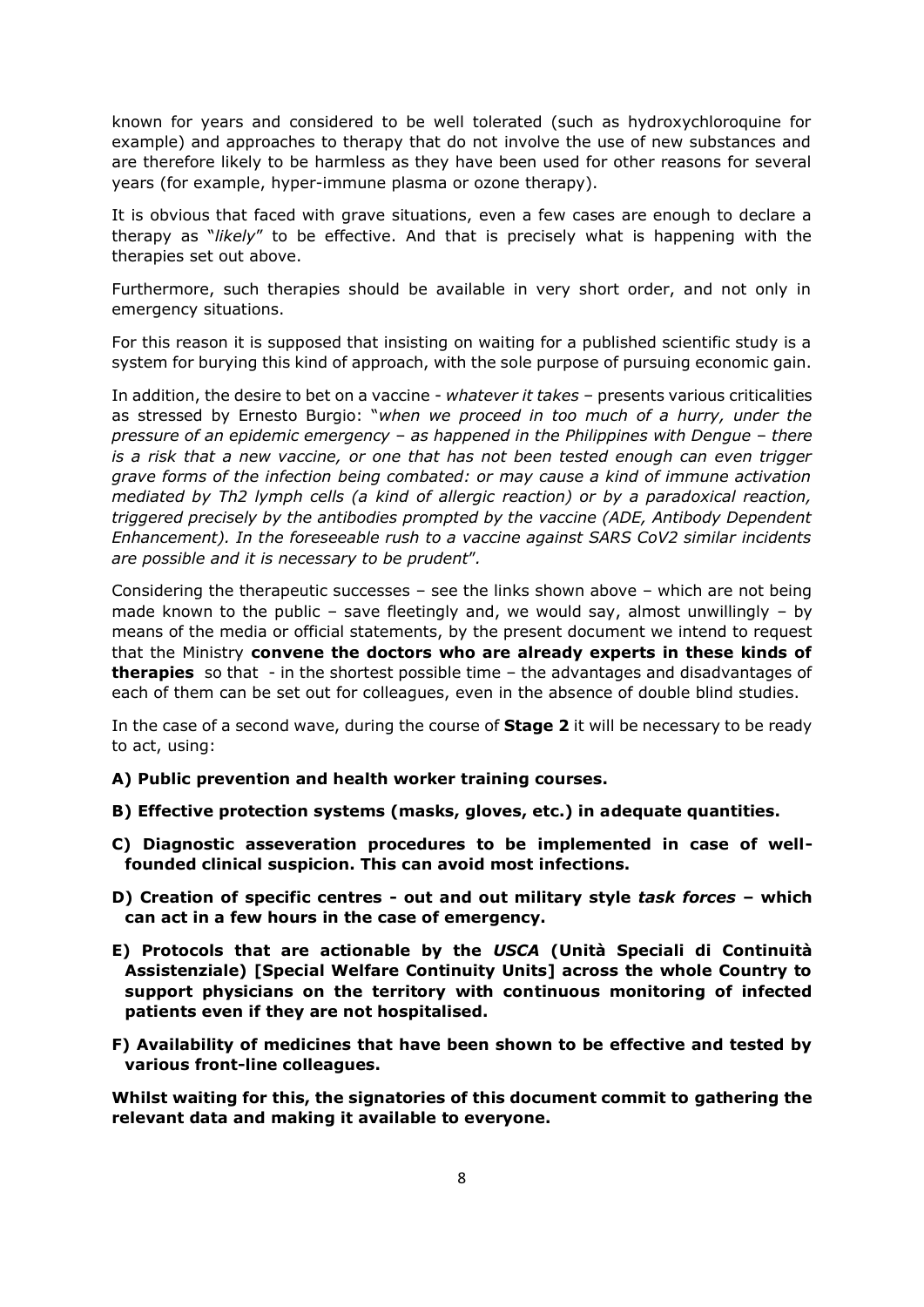known for years and considered to be well tolerated (such as hydroxychloroquine for example) and approaches to therapy that do not involve the use of new substances and are therefore likely to be harmless as they have been used for other reasons for several years (for example, hyper-immune plasma or ozone therapy).

It is obvious that faced with grave situations, even a few cases are enough to declare a therapy as "*likely*" to be effective. And that is precisely what is happening with the therapies set out above.

Furthermore, such therapies should be available in very short order, and not only in emergency situations.

For this reason it is supposed that insisting on waiting for a published scientific study is a system for burying this kind of approach, with the sole purpose of pursuing economic gain.

In addition, the desire to bet on a vaccine - *whatever it takes* – presents various criticalities as stressed by Ernesto Burgio: "*when we proceed in too much of a hurry, under the pressure of an epidemic emergency – as happened in the Philippines with Dengue – there is a risk that a new vaccine, or one that has not been tested enough can even trigger grave forms of the infection being combated: or may cause a kind of immune activation mediated by Th2 lymph cells (a kind of allergic reaction) or by a paradoxical reaction, triggered precisely by the antibodies prompted by the vaccine (ADE, Antibody Dependent Enhancement). In the foreseeable rush to a vaccine against SARS CoV2 similar incidents are possible and it is necessary to be prudent*".

Considering the therapeutic successes – see the links shown above – which are not being made known to the public – save fleetingly and, we would say, almost unwillingly – by means of the media or official statements, by the present document we intend to request that the Ministry **convene the doctors who are already experts in these kinds of therapies** so that - in the shortest possible time – the advantages and disadvantages of each of them can be set out for colleagues, even in the absence of double blind studies.

In the case of a second wave, during the course of **Stage 2** it will be necessary to be ready to act, using:

**A) Public prevention and health worker training courses.**

**B) Effective protection systems (masks, gloves, etc.) in adequate quantities.**

**C) Diagnostic asseveration procedures to be implemented in case of well-founded clinical suspicion. This can avoid most infections.**

**D) Creation of specific centres - out and out military style *task forces* – which can act in a few hours in the case of emergency.**

**E) Protocols that are actionable by the *USCA* (Unità Speciali di Continuità Assistenziale) [Special Welfare Continuity Units] across the whole Country to support physicians on the territory with continuous monitoring of infected patients even if they are not hospitalised.**

**F) Availability of medicines that have been shown to be effective and tested by various front-line colleagues.**

**Whilst waiting for this, the signatories of this document commit to gathering the relevant data and making it available to everyone.**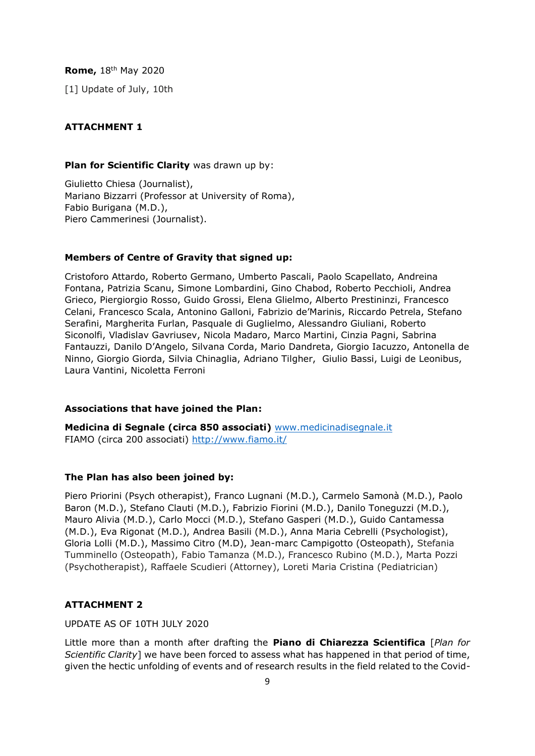**Rome,** 18th May 2020

[1] Update of July, 10th

**ATTACHMENT 1**

**Plan for Scientific Clarity** was drawn up by:

Giulietto Chiesa (Journalist),
Mariano Bizzarri (Professor at University of Roma),
Fabio Burigana (M.D.),
Piero Cammerinesi (Journalist).

**Members of Centre of Gravity that signed up:**

Cristoforo Attardo, Roberto Germano, Umberto Pascali, Paolo Scapellato, Andreina Fontana, Patrizia Scanu, Simone Lombardini, Gino Chabod, Roberto Pecchioli, Andrea Grieco, Piergiorgio Rosso, Guido Grossi, Elena Glielmo, Alberto Prestininzi, Francesco Celani, Francesco Scala, Antonino Galloni, Fabrizio de'Marinis, Riccardo Petrela, Stefano Serafini, Margherita Furlan, Pasquale di Guglielmo, Alessandro Giuliani, Roberto Siconolfi, Vladislav Gavriusev, Nicola Madaro, Marco Martini, Cinzia Pagni, Sabrina Fantauzzi, Danilo D'Angelo, Silvana Corda, Mario Dandreta, Giorgio Iacuzzo, Antonella de Ninno, Giorgio Giorda, Silvia Chinaglia, Adriano Tilgher, Giulio Bassi, Luigi de Leonibus, Laura Vantini, Nicoletta Ferroni

**Associations that have joined the Plan:**

**Medicina di Segnale (circa 850 associati)** www.medicinadisegnale.it
FIAMO (circa 200 associati) http://www.fiamo.it/

**The Plan has also been joined by:**

Piero Priorini (Psych otherapist), Franco Lugnani (M.D.), Carmelo Samonà (M.D.), Paolo Baron (M.D.), Stefano Clauti (M.D.), Fabrizio Fiorini (M.D.), Danilo Toneguzzi (M.D.), Mauro Alivia (M.D.), Carlo Mocci (M.D.), Stefano Gasperi (M.D.), Guido Cantamessa (M.D.), Eva Rigonat (M.D.), Andrea Basili (M.D.), Anna Maria Cebrelli (Psychologist), Gloria Lolli (M.D.), Massimo Citro (M.D), Jean-marc Campigotto (Osteopath), Stefania Tumminello (Osteopath), Fabio Tamanza (M.D.), Francesco Rubino (M.D.), Marta Pozzi (Psychotherapist), Raffaele Scudieri (Attorney), Loreti Maria Cristina (Pediatrician)

**ATTACHMENT 2**

UPDATE AS OF 10TH JULY 2020

Little more than a month after drafting the **Piano di Chiarezza Scientifica** [*Plan for Scientific Clarity*] we have been forced to assess what has happened in that period of time, given the hectic unfolding of events and of research results in the field related to the Covid-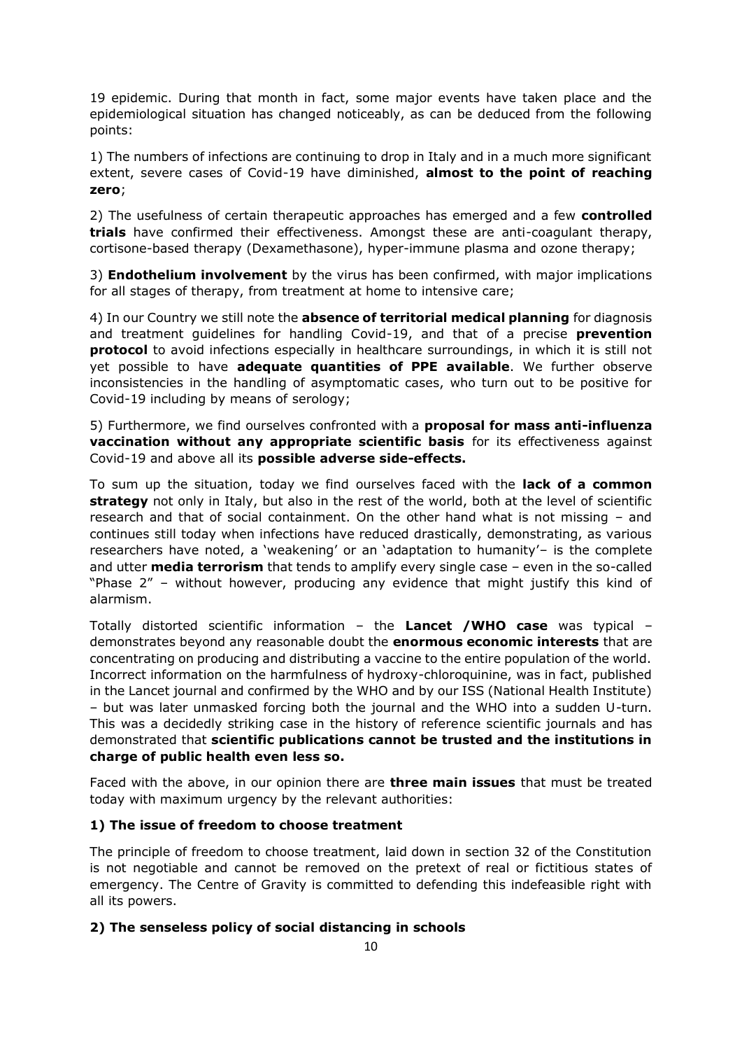19 epidemic. During that month in fact, some major events have taken place and the epidemiological situation has changed noticeably, as can be deduced from the following points:

1) The numbers of infections are continuing to drop in Italy and in a much more significant extent, severe cases of Covid-19 have diminished, **almost to the point of reaching zero**;

2) The usefulness of certain therapeutic approaches has emerged and a few **controlled trials** have confirmed their effectiveness. Amongst these are anti-coagulant therapy, cortisone-based therapy (Dexamethasone), hyper-immune plasma and ozone therapy;

3) **Endothelium involvement** by the virus has been confirmed, with major implications for all stages of therapy, from treatment at home to intensive care;

4) In our Country we still note the **absence of territorial medical planning** for diagnosis and treatment guidelines for handling Covid-19, and that of a precise **prevention protocol** to avoid infections especially in healthcare surroundings, in which it is still not yet possible to have **adequate quantities of PPE available**. We further observe inconsistencies in the handling of asymptomatic cases, who turn out to be positive for Covid-19 including by means of serology;

5) Furthermore, we find ourselves confronted with a **proposal for mass anti-influenza vaccination without any appropriate scientific basis** for its effectiveness against Covid-19 and above all its **possible adverse side-effects.**

To sum up the situation, today we find ourselves faced with the **lack of a common strategy** not only in Italy, but also in the rest of the world, both at the level of scientific research and that of social containment. On the other hand what is not missing – and continues still today when infections have reduced drastically, demonstrating, as various researchers have noted, a 'weakening' or an 'adaptation to humanity'– is the complete and utter **media terrorism** that tends to amplify every single case – even in the so-called "Phase 2" – without however, producing any evidence that might justify this kind of alarmism.

Totally distorted scientific information – the **Lancet /WHO case** was typical – demonstrates beyond any reasonable doubt the **enormous economic interests** that are concentrating on producing and distributing a vaccine to the entire population of the world. Incorrect information on the harmfulness of hydroxy-chloroquinine, was in fact, published in the Lancet journal and confirmed by the WHO and by our ISS (National Health Institute) – but was later unmasked forcing both the journal and the WHO into a sudden U-turn. This was a decidedly striking case in the history of reference scientific journals and has demonstrated that **scientific publications cannot be trusted and the institutions in charge of public health even less so.**

Faced with the above, in our opinion there are **three main issues** that must be treated today with maximum urgency by the relevant authorities:

### 1) The issue of freedom to choose treatment

The principle of freedom to choose treatment, laid down in section 32 of the Constitution is not negotiable and cannot be removed on the pretext of real or fictitious states of emergency. The Centre of Gravity is committed to defending this indefeasible right with all its powers.

### 2) The senseless policy of social distancing in schools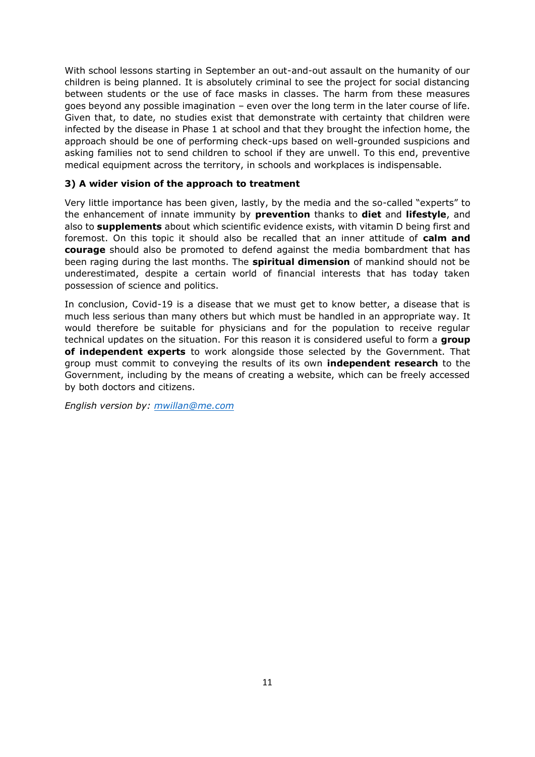With school lessons starting in September an out-and-out assault on the humanity of our children is being planned. It is absolutely criminal to see the project for social distancing between students or the use of face masks in classes. The harm from these measures goes beyond any possible imagination – even over the long term in the later course of life. Given that, to date, no studies exist that demonstrate with certainty that children were infected by the disease in Phase 1 at school and that they brought the infection home, the approach should be one of performing check-ups based on well-grounded suspicions and asking families not to send children to school if they are unwell. To this end, preventive medical equipment across the territory, in schools and workplaces is indispensable.

### 3) A wider vision of the approach to treatment

Very little importance has been given, lastly, by the media and the so-called "experts" to the enhancement of innate immunity by **prevention** thanks to **diet** and **lifestyle**, and also to **supplements** about which scientific evidence exists, with vitamin D being first and foremost. On this topic it should also be recalled that an inner attitude of **calm and courage** should also be promoted to defend against the media bombardment that has been raging during the last months. The **spiritual dimension** of mankind should not be underestimated, despite a certain world of financial interests that has today taken possession of science and politics.

In conclusion, Covid-19 is a disease that we must get to know better, a disease that is much less serious than many others but which must be handled in an appropriate way. It would therefore be suitable for physicians and for the population to receive regular technical updates on the situation. For this reason it is considered useful to form a **group of independent experts** to work alongside those selected by the Government. That group must commit to conveying the results of its own **independent research** to the Government, including by the means of creating a website, which can be freely accessed by both doctors and citizens.

*English version by: mwillan@me.com*